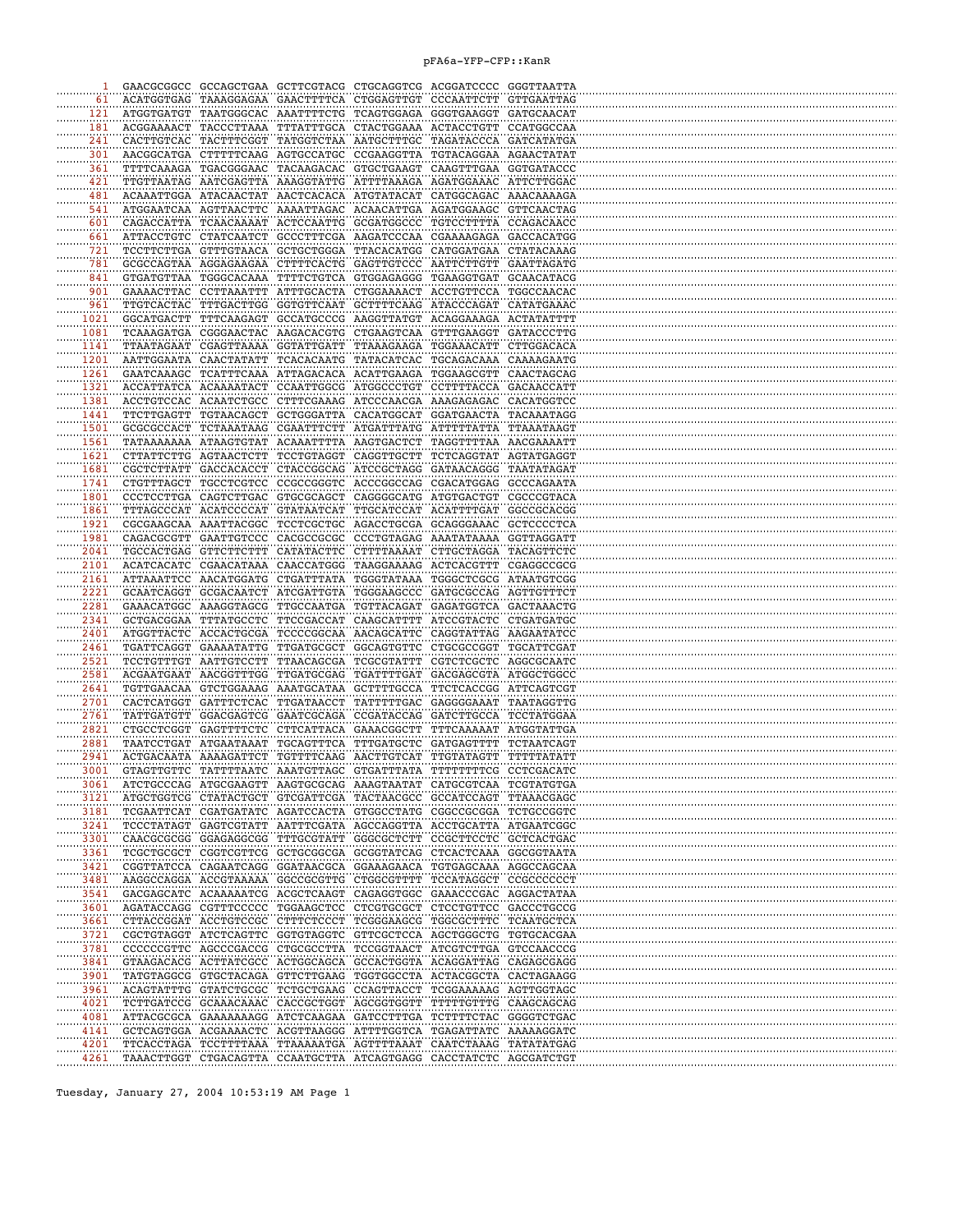# pFA6a-YFP-CFP::KanR

```
   1 GAACGCGGCC GCCAGCTGAA GCTTCGTACG CTGCAGGTCG ACGGATCCCC GGGTTAATTA
  61 ACATGGTGAG TAAAGGAGAA GAACTTTTCA CTGGAGTTGT CCCAATTCTT GTTGAATTAG
 121 ATGGTGATGT TAATGGGCAC AAATTTTCTG TCAGTGGAGA GGGTGAAGGT GATGCAACAT
 181 ACGGAAAACT TACCCTTAAA TTTATTTGCA CTACTGGAAA ACTACCTGTT CCATGGCCAA
 241 CACTTGTCAC TACTTTCGGT TATGGTCTAA AATGCTTTGC TAGATACCCA GATCATATGA
 301 AACGGCATGA CTTTTTCAAG AGTGCCATGC CCGAAGGTTA TGTACAGGAA AGAACTATAT
 361 TTTTCAAAGA TGACGGGAAC TACAAGACAC GTGCTGAAGT CAAGTTTGAA GGTGATACCC
 421 TTGTTAATAG AATCGAGTTA AAAGGTATTG ATTTTAAAGA AGATGGAAAC ATTCTTGGAC
 481 ACAAATTGGA ATACAACTAT AACTCACACA ATGTATACAT CATGGCAGAC AAACAAAAGA
 541 ATGGAATCAA AGTTAACTTC AAAATTAGAC ACAACATTGA AGATGGAAGC GTTCAACTAG
 601 CAGACCATTA TCAACAAAAT ACTCCAATTG GCGATGGCCC TGTCCTTTTA CCAGACAACC
 661 ATTACCTGTC CTATCAATCT GCCCTTTCGA AAGATCCCAA CGAAAAGAGA GACCACATGG
 721 TCCTTCTTGA GTTTGTAACA GCTGCTGGGA TTACACATGG CATGGATGAA CTATACAAAG
 781 GCGCCAGTAA AGGAGAAGAA CTTTTCACTG GAGTTGTCCC AATTCTTGTT GAATTAGATG
 841 GTGATGTTAA TGGGCACAAA TTTTCTGTCA GTGGAGAGGG TGAAGGTGAT GCAACATACG
 901 GAAAACTTAC CCTTAAATTT ATTTGCACTA CTGGAAAACT ACCTGTTCCA TGGCCAACAC
 961 TTGTCACTAC TTTGACTTGG GGTGTTCAAT GCTTTTCAAG ATACCCAGAT CATATGAAAC
1021 GGCATGACTT TTTCAAGAGT GCCATGCCCG AAGGTTATGT ACAGGAAAGA ACTATATTTT
1081 TCAAAGATGA CGGGAACTAC AAGACACGTG CTGAAGTCAA GTTTGAAGGT GATACCCTTG
1141 TTAATAGAAT CGAGTTAAAA GGTATTGATT TTAAAGAAGA TGGAAACATT CTTGGACACA
1201 AATTGGAATA CAACTATATT TCACACAATG TATACATCAC TGCAGACAAA CAAAAGAATG
1261 GAATCAAAGC TCATTTCAAA ATTAGACACA ACATTGAAGA TGGAAGCGTT CAACTAGCAG
1321 ACCATTATCA ACAAAATACT CCAATTGGCG ATGGCCCTGT CCTTTTACCA GACAACCATT
1381 ACCTGTCCAC ACAATCTGCC CTTTCGAAAG ATCCCAACGA AAAGAGAGAC CACATGGTCC
1441 TTCTTGAGTT TGTAACAGCT GCTGGGATTA CACATGGCAT GGATGAACTA TACAAATAGG
1501 GCGCGCCACT TCTAAATAAG CGAATTTCTT ATGATTTATG ATTTTTATTA TTAAATAAGT
1561 TATAAAAAAA ATAAGTGTAT ACAAATTTTA AAGTGACTCT TAGGTTTTAA AACGAAAATT
1621 CTTATTCTTG AGTAACTCTT TCCTGTAGGT CAGGTTGCTT TCTCAGGTAT AGTATGAGGT
1681 CGCTCTTATT GACCACACCT CTACCGGCAG ATCCGCTAGG GATAACAGGG TAATATAGAT
1741 CTGTTTAGCT TGCCTCGTCC CCGCCGGGTC ACCCGGCCAG CGACATGGAG GCCCAGAATA
1801 CCCTCCTTGA CAGTCTTGAC GTGCGCAGCT CAGGGGCATG ATGTGACTGT CGCCCGTACA
1861 TTTAGCCCAT ACATCCCCAT GTATAATCAT TTGCATCCAT ACATTTTGAT GGCCGCACGG
1921 CGCGAAGCAA AAATTACGGC TCCTCGCTGC AGACCTGCGA GCAGGGAAAC GCTCCCCTCA
1981 CAGACGCGTT GAATTGTCCC CACGCCGCGC CCCTGTAGAG AAATATAAAA GGTTAGGATT
2041 TGCCACTGAG GTTCTTCTTT CATATACTTC CTTTTAAAAT CTTGCTAGGA TACAGTTCTC
2101 ACATCACATC CGAACATAAA CAACCATGGG TAAGGAAAAG ACTCACGTTT CGAGGCCGCG
2161 ATTAAATTCC AACATGGATG CTGATTTATA TGGGTATAAA TGGGCTCGCG ATAATGTCGG
2221 GCAATCAGGT GCGACAATCT ATCGATTGTA TGGGAAGCCC GATGCGCCAG AGTTGTTTCT
2281 GAAACATGGC AAAGGTAGCG TTGCCAATGA TGTTACAGAT GAGATGGTCA GACTAAACTG
2341 GCTGACGGAA TTTATGCCTC TTCCGACCAT CAAGCATTTT ATCCGTACTC CTGATGATGC
2401 ATGGTTACTC ACCACTGCGA TCCCCGGCAA AACAGCATTC CAGGTATTAG AAGAATATCC
2461 TGATTCAGGT GAAAATATTG TTGATGCGCT GGCAGTGTTC CTGCGCCGGT TGCATTCGAT
2521 TCCTGTTTGT AATTGTCCTT TTAACAGCGA TCGCGTATTT CGTCTCGCTC AGGCGCAATC
2581 ACGAATGAAT AACGGTTTGG TTGATGCGAG TGATTTTGAT GACGAGCGTA ATGGCTGGCC
2641 TGTTGAACAA GTCTGGAAAG AAATGCATAA GCTTTTGCCA TTCTCACCGG ATTCAGTCGT
2701 CACTCATGGT GATTTCTCAC TTGATAACCT TATTTTTGAC GAGGGGAAAT TAATAGGTTG
2761 TATTGATGTT GGACGAGTCG GAATCGCAGA CCGATACCAG GATCTTGCCA TCCTATGGAA
2821 CTGCCTCGGT GAGTTTTCTC CTTCATTACA GAAACGGCTT TTTCAAAAAT ATGGTATTGA
2881 TAATCCTGAT ATGAATAAAT TGCAGTTTCA TTTGATGCTC GATGAGTTTT TCTAATCAGT
2941 ACTGACAATA AAAAGATTCT TGTTTTCAAG AACTTGTCAT TTGTATAGTT TTTTTATATT
3001 GTAGTTGTTC TATTTTAATC AAATGTTAGC GTGATTTATA TTTTTTTTCG CCTCGACATC
3061 ATCTGCCCAG ATGCGAAGTT AAGTGCGCAG AAAGTAATAT CATGCGTCAA TCGTATGTGA
3121 ATGCTGGTCG CTATACTGCT GTCGATTCGA TACTAACGCC GCCATCCAGT TTAAACGAGC
3181 TCGAATTCAT CGATGATATC AGATCCACTA GTGGCCTATG CGGCCGCGGA TCTGCCGGTC
3241 TCCCTATAGT GAGTCGTATT AATTTCGATA AGCCAGGTTA ACCTGCATTA ATGAATCGGC
3301 CAACGCGCGG GGAGAGGCGG TTTGCGTATT GGGCGCTCTT CCGCTTCCTC GCTCACTGAC
3361 TCGCTGCGCT CGGTCGTTCG GCTGCGGCGA GCGGTATCAG CTCACTCAAA GGCGGTAATA
3421 CGGTTATCCA CAGAATCAGG GGATAACGCA GGAAAGAACA TGTGAGCAAA AGGCCAGCAA
3481 AAGGCCAGGA ACCGTAAAAA GGCCGCGTTG CTGGCGTTTT TCCATAGGCT CCGCCCCCCT
3541 GACGAGCATC ACAAAAATCG ACGCTCAAGT CAGAGGTGGC GAAACCCGAC AGGACTATAA
3601 AGATACCAGG CGTTTCCCCC TGGAAGCTCC CTCGTGCGCT CTCCTGTTCC GACCCTGCCG
3661 CTTACCGGAT ACCTGTCCGC CTTTCTCCCT TCGGGAAGCG TGGCGCTTTC TCAATGCTCA
3721 CGCTGTAGGT ATCTCAGTTC GGTGTAGGTC GTTCGCTCCA AGCTGGGCTG TGTGCACGAA
3781 CCCCCCGTTC AGCCCGACCG CTGCGCCTTA TCCGGTAACT ATCGTCTTGA GTCCAACCCG
3841 GTAAGACACG ACTTATCGCC ACTGGCAGCA GCCACTGGTA ACAGGATTAG CAGAGCGAGG
3901 TATGTAGGCG GTGCTACAGA GTTCTTGAAG TGGTGGCCTA ACTACGGCTA CACTAGAAGG
3961 ACAGTATTTG GTATCTGCGC TCTGCTGAAG CCAGTTACCT TCGGAAAAAG AGTTGGTAGC
4021 TCTTGATCCG GCAAACAAAC CACCGCTGGT AGCGGTGGTT TTTTTGTTTG CAAGCAGCAG
4081 ATTACGCGCA GAAAAAAAGG ATCTCAAGAA GATCCTTTGA TCTTTTCTAC GGGGTCTGAC
4141 GCTCAGTGGA ACGAAAACTC ACGTTAAGGG ATTTTGGTCA TGAGATTATC AAAAAGGATC
4201 TTCACCTAGA TCCTTTTAAA TTAAAAATGA AGTTTTAAAT CAATCTAAAG TATATATGAG
4261 TAAACTTGGT CTGACAGTTA CCAATGCTTA ATCAGTGAGG CACCTATCTC AGCGATCTGT
```

Tuesday, January 27, 2004 10:53:19 AM Page 1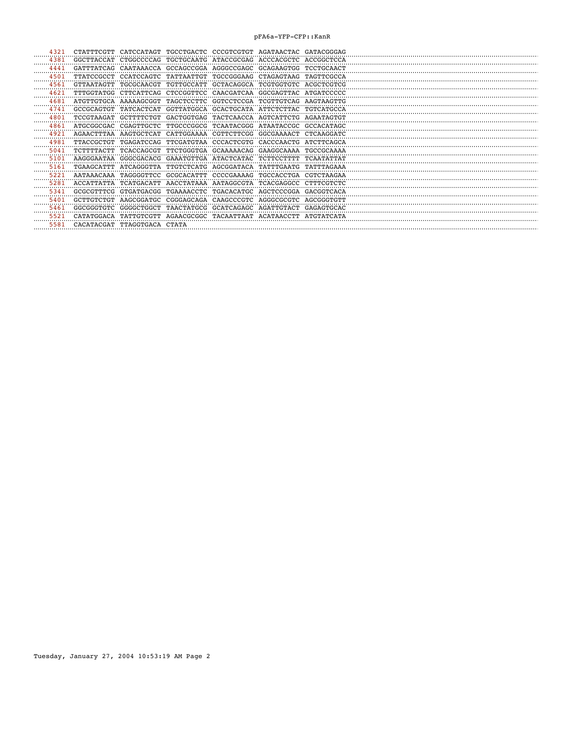```
4321  CTATTTCGTT CATCCATAGT TGCCTGACTC CCCGTCGTGT AGATAACTAC GATACGGGAG
4381  GGCTTACCAT CTGGCCCCAG TGCTGCAATG ATACCGCGAG ACCCACGCTC ACCGGCTCCA
4441  GATTTATCAG CAATAAACCA GCCAGCCGGA AGGGCCGAGC GCAGAAGTGG TCCTGCAACT
4501  TTATCCGCCT CCATCCAGTC TATTAATTGT TGCCGGGAAG CTAGAGTAAG TAGTTCGCCA
4561  GTTAATAGTT TGCGCAACGT TGTTGCCATT GCTACAGGCA TCGTGGTGTC ACGCTCGTCG
4621  TTTGGTATGG CTTCATTCAG CTCCGGTTCC CAACGATCAA GGCGAGTTAC ATGATCCCCC
4681  ATGTTGTGCA AAAAAGCGGT TAGCTCCTTC GGTCCTCCGA TCGTTGTCAG AAGTAAGTTG
4741  GCCGCAGTGT TATCACTCAT GGTTATGGCA GCACTGCATA ATTCTCTTAC TGTCATGCCA
4801  TCCGTAAGAT GCTTTTCTGT GACTGGTGAG TACTCAACCA AGTCATTCTG AGAATAGTGT
4861  ATGCGGCGAC CGAGTTGCTC TTGCCCGGCG TCAATACGGG ATAATACCGC GCCACATAGC
4921  AGAACTTTAA AAGTGCTCAT CATTGGAAAA CGTTCTTCGG GGCGAAAACT CTCAAGGATC
4981  TTACCGCTGT TGAGATCCAG TTCGATGTAA CCCACTCGTG CACCCAACTG ATCTTCAGCA
5041  TCTTTTACTT TCACCAGCGT TTCTGGGTGA GCAAAAACAG GAAGGCAAAA TGCCGCAAAA
5101  AAGGGAATAA GGGCGACACG GAAATGTTGA ATACTCATAC TCTTCCTTTT TCAATATTAT
5161  TGAAGCATTT ATCAGGGTTA TTGTCTCATG AGCGGATACA TATTTGAATG TATTTAGAAA
5221  AATAAACAAA TAGGGGTTCC GCGCACATTT CCCCGAAAAG TGCCACCTGA CGTCTAAGAA
5281  ACCATTATTA TCATGACATT AACCTATAAA AATAGGCGTA TCACGAGGCC CTTTCGTCTC
5341  GCGCGTTTCG GTGATGACGG TGAAAACCTC TGACACATGC AGCTCCCGGA GACGGTCACA
5401  GCTTGTCTGT AAGCGGATGC CGGGAGCAGA CAAGCCCGTC AGGGCGCGTC AGCGGGTGTT
5461  GGCGGGTGTC GGGGCTGGCT TAACTATGCG GCATCAGAGC AGATTGTACT GAGAGTGCAC
5521  CATATGGACA TATTGTCGTT AGAACGCGGC TACAATTAAT ACATAACCTT ATGTATCATA
5581  CACATACGAT TTAGGTGACA CTATA
```

Tuesday, January 27, 2004 10:53:19 AM